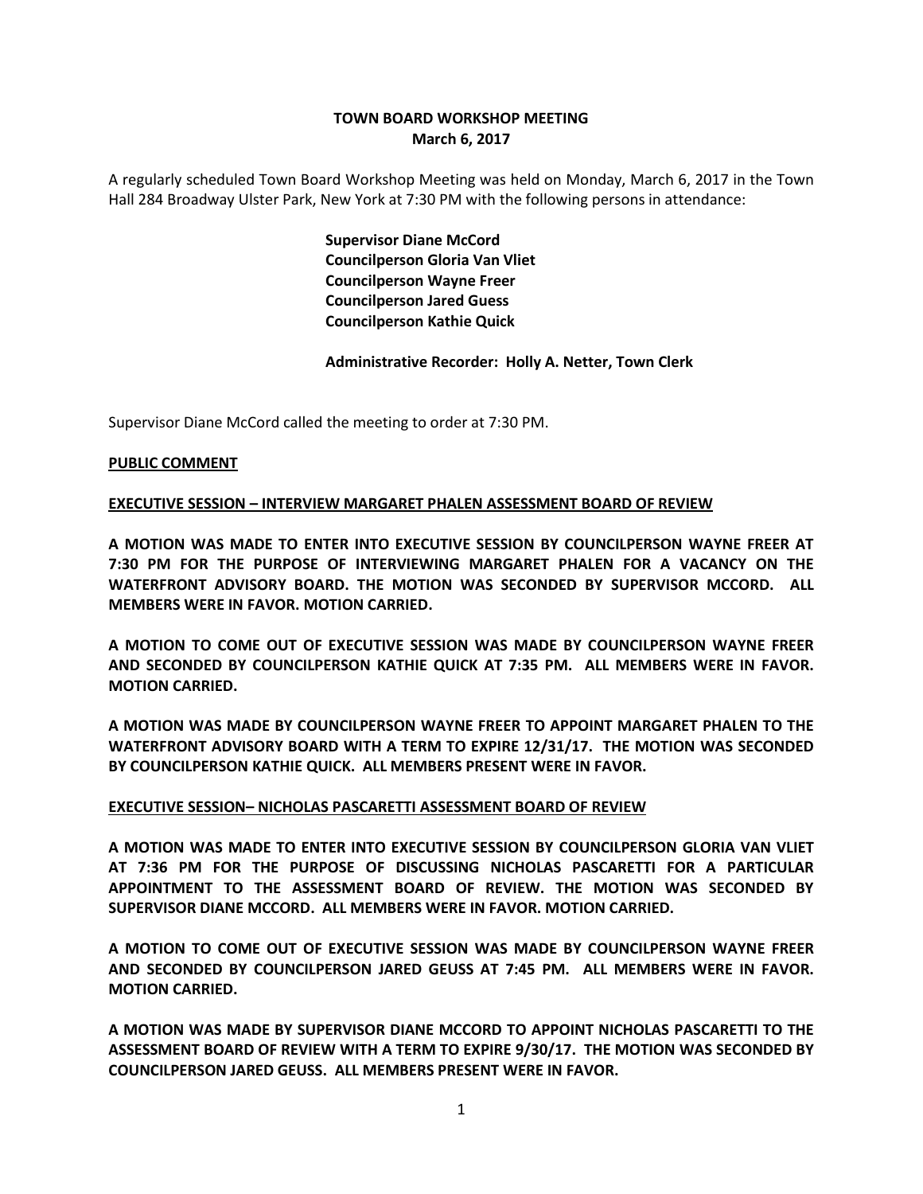# TOWN BOARD WORKSHOP MEETING
## March 6, 2017

A regularly scheduled Town Board Workshop Meeting was held on Monday, March 6, 2017 in the Town Hall 284 Broadway Ulster Park, New York at 7:30 PM with the following persons in attendance:

**Supervisor Diane McCord**
**Councilperson Gloria Van Vliet**
**Councilperson Wayne Freer**
**Councilperson Jared Guess**
**Councilperson Kathie Quick**

**Administrative Recorder: Holly A. Netter, Town Clerk**

Supervisor Diane McCord called the meeting to order at 7:30 PM.

**PUBLIC COMMENT**

**EXECUTIVE SESSION – INTERVIEW MARGARET PHALEN ASSESSMENT BOARD OF REVIEW**

**A MOTION WAS MADE TO ENTER INTO EXECUTIVE SESSION BY COUNCILPERSON WAYNE FREER AT 7:30 PM FOR THE PURPOSE OF INTERVIEWING MARGARET PHALEN FOR A VACANCY ON THE WATERFRONT ADVISORY BOARD. THE MOTION WAS SECONDED BY SUPERVISOR MCCORD. ALL MEMBERS WERE IN FAVOR. MOTION CARRIED.**

**A MOTION TO COME OUT OF EXECUTIVE SESSION WAS MADE BY COUNCILPERSON WAYNE FREER AND SECONDED BY COUNCILPERSON KATHIE QUICK AT 7:35 PM. ALL MEMBERS WERE IN FAVOR. MOTION CARRIED.**

**A MOTION WAS MADE BY COUNCILPERSON WAYNE FREER TO APPOINT MARGARET PHALEN TO THE WATERFRONT ADVISORY BOARD WITH A TERM TO EXPIRE 12/31/17. THE MOTION WAS SECONDED BY COUNCILPERSON KATHIE QUICK. ALL MEMBERS PRESENT WERE IN FAVOR.**

**EXECUTIVE SESSION– NICHOLAS PASCARETTI ASSESSMENT BOARD OF REVIEW**

**A MOTION WAS MADE TO ENTER INTO EXECUTIVE SESSION BY COUNCILPERSON GLORIA VAN VLIET AT 7:36 PM FOR THE PURPOSE OF DISCUSSING NICHOLAS PASCARETTI FOR A PARTICULAR APPOINTMENT TO THE ASSESSMENT BOARD OF REVIEW. THE MOTION WAS SECONDED BY SUPERVISOR DIANE MCCORD. ALL MEMBERS WERE IN FAVOR. MOTION CARRIED.**

**A MOTION TO COME OUT OF EXECUTIVE SESSION WAS MADE BY COUNCILPERSON WAYNE FREER AND SECONDED BY COUNCILPERSON JARED GEUSS AT 7:45 PM. ALL MEMBERS WERE IN FAVOR. MOTION CARRIED.**

**A MOTION WAS MADE BY SUPERVISOR DIANE MCCORD TO APPOINT NICHOLAS PASCARETTI TO THE ASSESSMENT BOARD OF REVIEW WITH A TERM TO EXPIRE 9/30/17. THE MOTION WAS SECONDED BY COUNCILPERSON JARED GEUSS. ALL MEMBERS PRESENT WERE IN FAVOR.**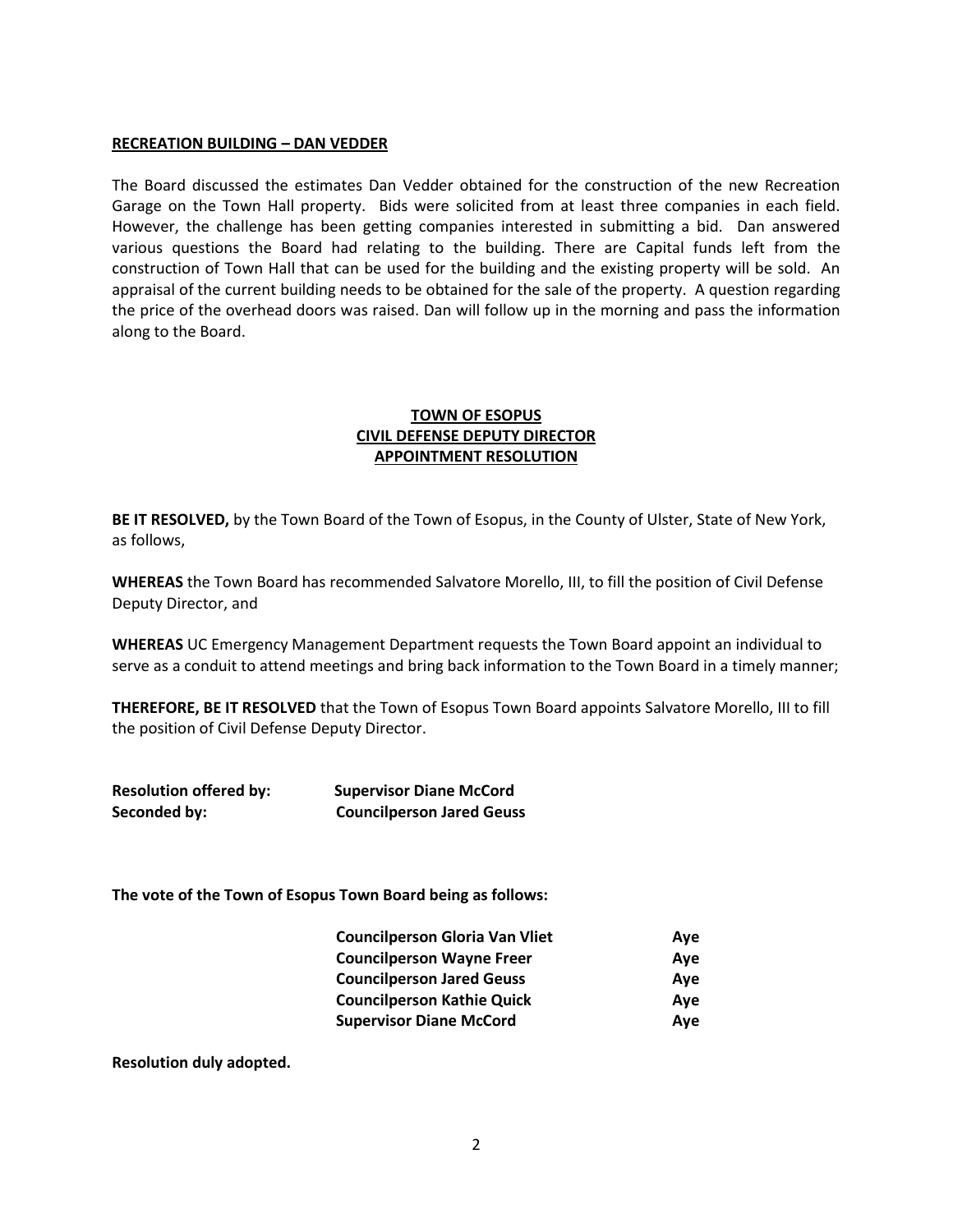**RECREATION BUILDING – DAN VEDDER**

The Board discussed the estimates Dan Vedder obtained for the construction of the new Recreation Garage on the Town Hall property. Bids were solicited from at least three companies in each field. However, the challenge has been getting companies interested in submitting a bid. Dan answered various questions the Board had relating to the building. There are Capital funds left from the construction of Town Hall that can be used for the building and the existing property will be sold. An appraisal of the current building needs to be obtained for the sale of the property. A question regarding the price of the overhead doors was raised. Dan will follow up in the morning and pass the information along to the Board.

**TOWN OF ESOPUS**
**CIVIL DEFENSE DEPUTY DIRECTOR**
**APPOINTMENT RESOLUTION**

**BE IT RESOLVED,** by the Town Board of the Town of Esopus, in the County of Ulster, State of New York, as follows,

**WHEREAS** the Town Board has recommended Salvatore Morello, III, to fill the position of Civil Defense Deputy Director, and

**WHEREAS** UC Emergency Management Department requests the Town Board appoint an individual to serve as a conduit to attend meetings and bring back information to the Town Board in a timely manner;

**THEREFORE, BE IT RESOLVED** that the Town of Esopus Town Board appoints Salvatore Morello, III to fill the position of Civil Defense Deputy Director.

**Resolution offered by:** **Supervisor Diane McCord**
**Seconded by:** **Councilperson Jared Geuss**

**The vote of the Town of Esopus Town Board being as follows:**

| | |
|---|---|
| **Councilperson Gloria Van Vliet** | **Aye** |
| **Councilperson Wayne Freer** | **Aye** |
| **Councilperson Jared Geuss** | **Aye** |
| **Councilperson Kathie Quick** | **Aye** |
| **Supervisor Diane McCord** | **Aye** |

**Resolution duly adopted.**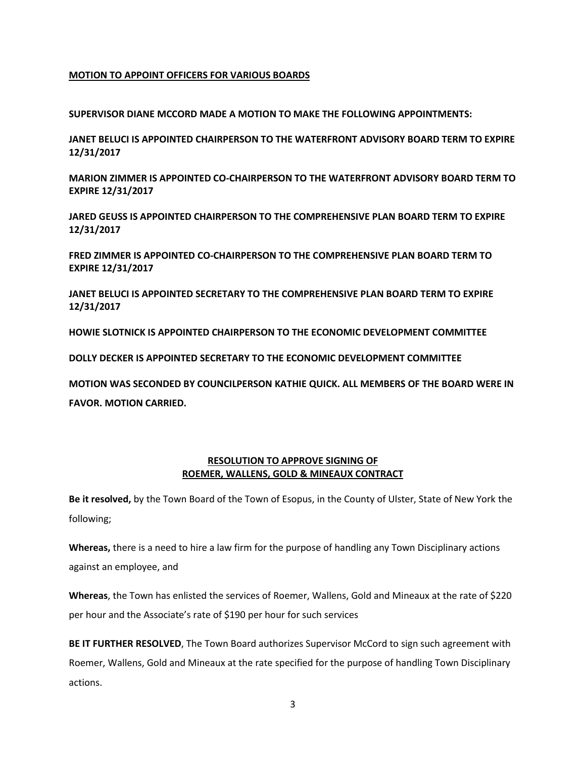**<u>MOTION TO APPOINT OFFICERS FOR VARIOUS BOARDS</u>**

**SUPERVISOR DIANE MCCORD MADE A MOTION TO MAKE THE FOLLOWING APPOINTMENTS:**

**JANET BELUCI IS APPOINTED CHAIRPERSON TO THE WATERFRONT ADVISORY BOARD TERM TO EXPIRE 12/31/2017**

**MARION ZIMMER IS APPOINTED CO-CHAIRPERSON TO THE WATERFRONT ADVISORY BOARD TERM TO EXPIRE 12/31/2017**

**JARED GEUSS IS APPOINTED CHAIRPERSON TO THE COMPREHENSIVE PLAN BOARD TERM TO EXPIRE 12/31/2017**

**FRED ZIMMER IS APPOINTED CO-CHAIRPERSON TO THE COMPREHENSIVE PLAN BOARD TERM TO EXPIRE 12/31/2017**

**JANET BELUCI IS APPOINTED SECRETARY TO THE COMPREHENSIVE PLAN BOARD TERM TO EXPIRE 12/31/2017**

**HOWIE SLOTNICK IS APPOINTED CHAIRPERSON TO THE ECONOMIC DEVELOPMENT COMMITTEE**

**DOLLY DECKER IS APPOINTED SECRETARY TO THE ECONOMIC DEVELOPMENT COMMITTEE**

**MOTION WAS SECONDED BY COUNCILPERSON KATHIE QUICK. ALL MEMBERS OF THE BOARD WERE IN FAVOR. MOTION CARRIED.**

**<u>RESOLUTION TO APPROVE SIGNING OF<br>ROEMER, WALLENS, GOLD & MINEAUX CONTRACT</u>**

**Be it resolved,** by the Town Board of the Town of Esopus, in the County of Ulster, State of New York the following;

**Whereas,** there is a need to hire a law firm for the purpose of handling any Town Disciplinary actions against an employee, and

**Whereas**, the Town has enlisted the services of Roemer, Wallens, Gold and Mineaux at the rate of $220 per hour and the Associate's rate of $190 per hour for such services

**BE IT FURTHER RESOLVED**, The Town Board authorizes Supervisor McCord to sign such agreement with Roemer, Wallens, Gold and Mineaux at the rate specified for the purpose of handling Town Disciplinary actions.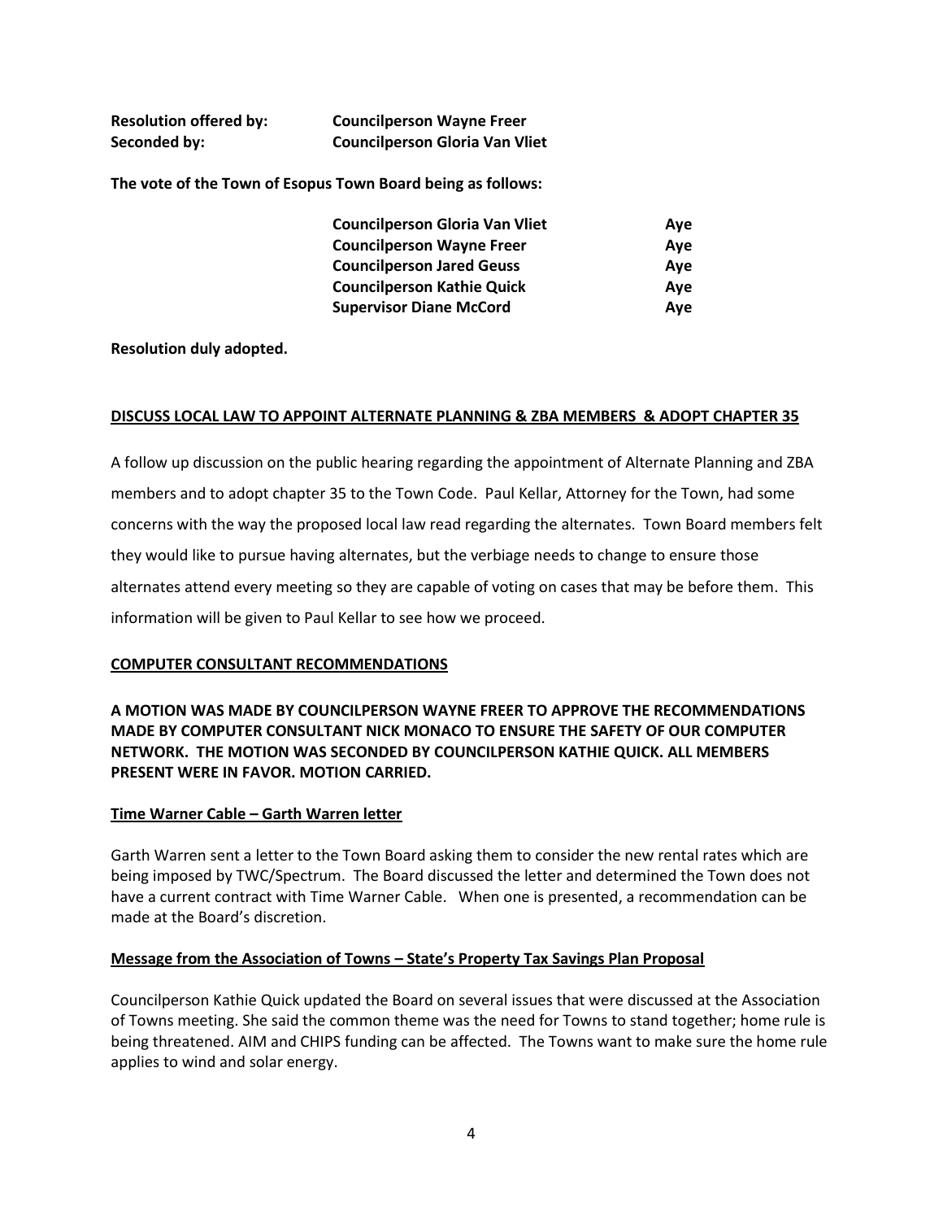**Resolution offered by:** **Councilperson Wayne Freer**
**Seconded by:** **Councilperson Gloria Van Vliet**

**The vote of the Town of Esopus Town Board being as follows:**

| | |
|---|---|
| **Councilperson Gloria Van Vliet** | **Aye** |
| **Councilperson Wayne Freer** | **Aye** |
| **Councilperson Jared Geuss** | **Aye** |
| **Councilperson Kathie Quick** | **Aye** |
| **Supervisor Diane McCord** | **Aye** |

**Resolution duly adopted.**

**DISCUSS LOCAL LAW TO APPOINT ALTERNATE PLANNING & ZBA MEMBERS & ADOPT CHAPTER 35**

A follow up discussion on the public hearing regarding the appointment of Alternate Planning and ZBA members and to adopt chapter 35 to the Town Code. Paul Kellar, Attorney for the Town, had some concerns with the way the proposed local law read regarding the alternates. Town Board members felt they would like to pursue having alternates, but the verbiage needs to change to ensure those alternates attend every meeting so they are capable of voting on cases that may be before them. This information will be given to Paul Kellar to see how we proceed.

**COMPUTER CONSULTANT RECOMMENDATIONS**

**A MOTION WAS MADE BY COUNCILPERSON WAYNE FREER TO APPROVE THE RECOMMENDATIONS MADE BY COMPUTER CONSULTANT NICK MONACO TO ENSURE THE SAFETY OF OUR COMPUTER NETWORK. THE MOTION WAS SECONDED BY COUNCILPERSON KATHIE QUICK. ALL MEMBERS PRESENT WERE IN FAVOR. MOTION CARRIED.**

**Time Warner Cable – Garth Warren letter**

Garth Warren sent a letter to the Town Board asking them to consider the new rental rates which are being imposed by TWC/Spectrum. The Board discussed the letter and determined the Town does not have a current contract with Time Warner Cable. When one is presented, a recommendation can be made at the Board's discretion.

**Message from the Association of Towns – State's Property Tax Savings Plan Proposal**

Councilperson Kathie Quick updated the Board on several issues that were discussed at the Association of Towns meeting. She said the common theme was the need for Towns to stand together; home rule is being threatened. AIM and CHIPS funding can be affected. The Towns want to make sure the home rule applies to wind and solar energy.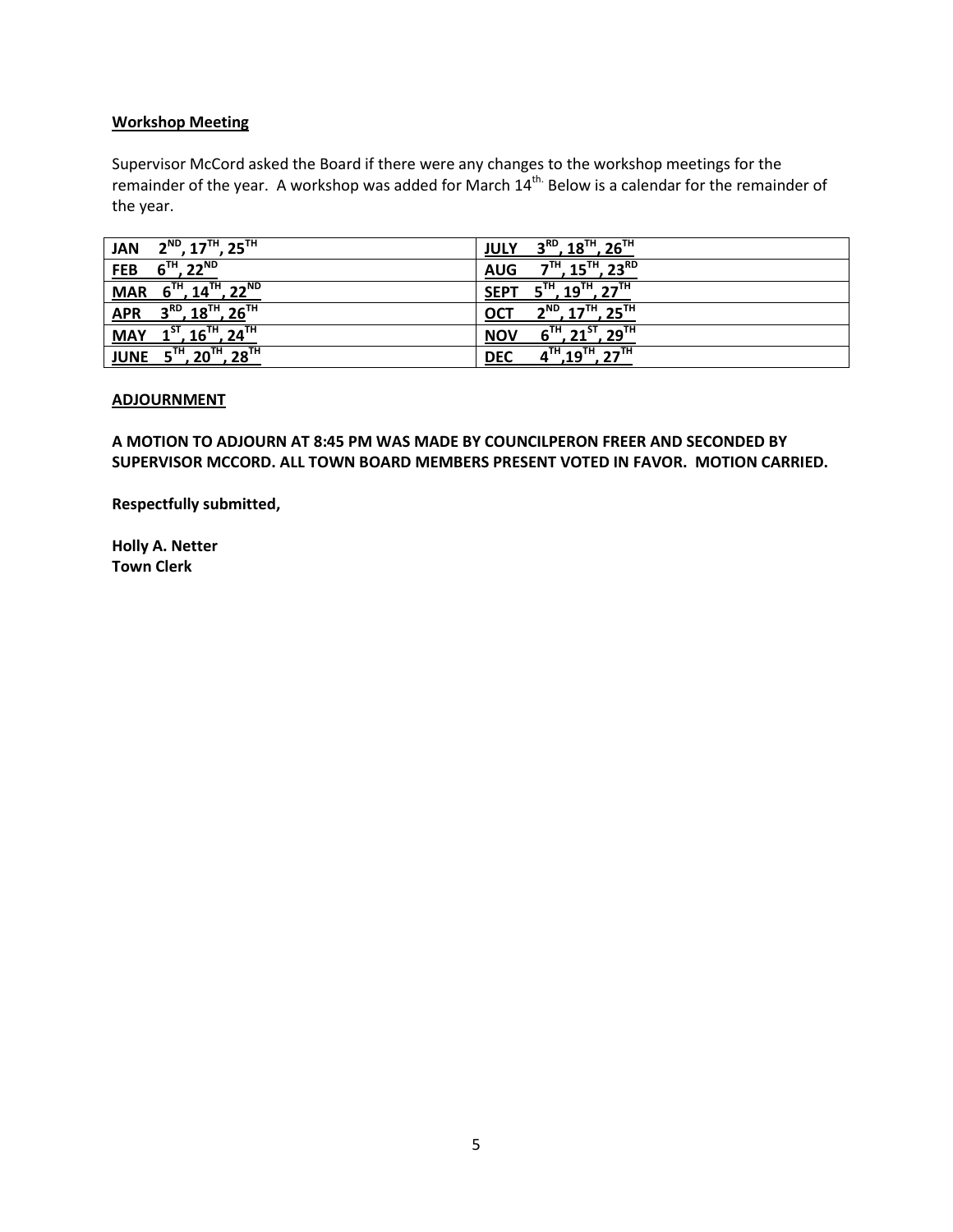**Workshop Meeting**

Supervisor McCord asked the Board if there were any changes to the workshop meetings for the remainder of the year. A workshop was added for March 14th. Below is a calendar for the remainder of the year.

| | |
|---|---|
| **JAN 2ND, 17TH, 25TH** | **JULY 3RD, 18TH, 26TH** |
| **FEB 6TH, 22ND** | **AUG 7TH, 15TH, 23RD** |
| **MAR 6TH, 14TH, 22ND** | **SEPT 5TH, 19TH, 27TH** |
| **APR 3RD, 18TH, 26TH** | **OCT 2ND, 17TH, 25TH** |
| **MAY 1ST, 16TH, 24TH** | **NOV 6TH, 21ST, 29TH** |
| **JUNE 5TH, 20TH, 28TH** | **DEC 4TH,19TH, 27TH** |

**ADJOURNMENT**

**A MOTION TO ADJOURN AT 8:45 PM WAS MADE BY COUNCILPERON FREER AND SECONDED BY SUPERVISOR MCCORD. ALL TOWN BOARD MEMBERS PRESENT VOTED IN FAVOR. MOTION CARRIED.**

**Respectfully submitted,**

**Holly A. Netter**
**Town Clerk**